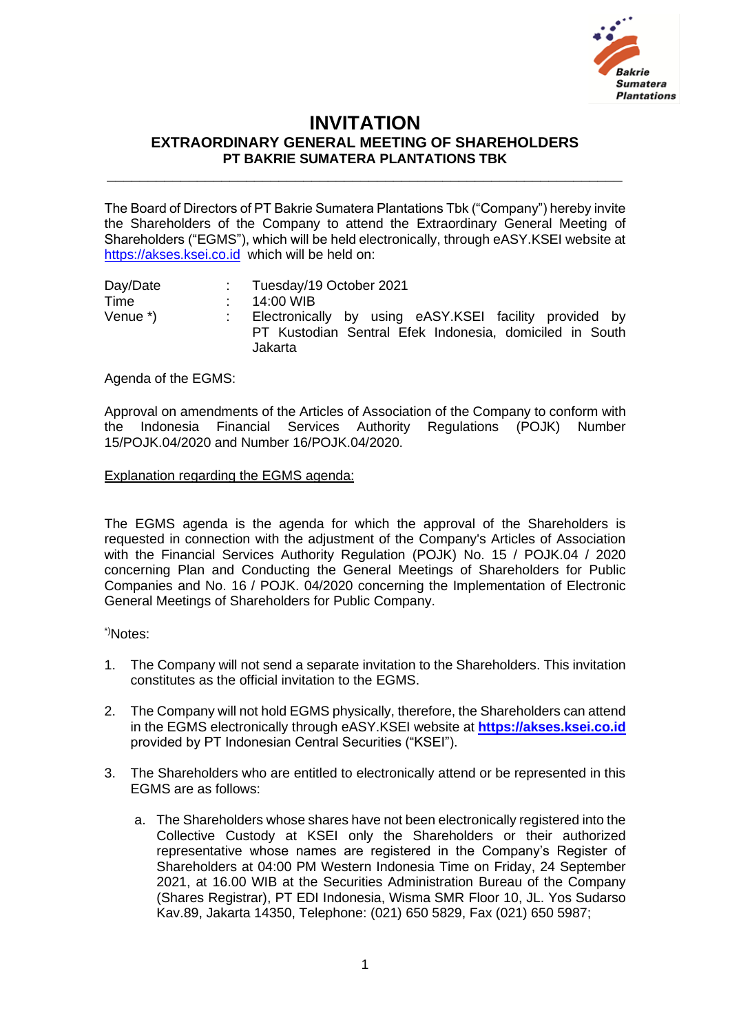# INVITATION

## EXTRAORDINARY GENERAL MEETING OF SHAREHOLDERS

### PT BAKRIE SUMATERA PLANTATIONS TBK

The Board of Directors of PT Bakrie Sumatera Plantations Tbk ("Company") hereby invite the Shareholders of the Company to attend the Extraordinary General Meeting of Shareholders ("EGMS"), which will be held electronically, through eASY.KSEI website at https://akses.ksei.co.id which will be held on:

| | | |
|---|---|---|
| Day/Date | : | Tuesday/19 October 2021 |
| Time | : | 14:00 WIB |
| Venue *) | : | Electronically by using eASY.KSEI facility provided by PT Kustodian Sentral Efek Indonesia, domiciled in South Jakarta |

Agenda of the EGMS:

Approval on amendments of the Articles of Association of the Company to conform with the Indonesia Financial Services Authority Regulations (POJK) Number 15/POJK.04/2020 and Number 16/POJK.04/2020.

Explanation regarding the EGMS agenda:

The EGMS agenda is the agenda for which the approval of the Shareholders is requested in connection with the adjustment of the Company's Articles of Association with the Financial Services Authority Regulation (POJK) No. 15 / POJK.04 / 2020 concerning Plan and Conducting the General Meetings of Shareholders for Public Companies and No. 16 / POJK. 04/2020 concerning the Implementation of Electronic General Meetings of Shareholders for Public Company.

*)Notes:

1. The Company will not send a separate invitation to the Shareholders. This invitation constitutes as the official invitation to the EGMS.

2. The Company will not hold EGMS physically, therefore, the Shareholders can attend in the EGMS electronically through eASY.KSEI website at **https://akses.ksei.co.id** provided by PT Indonesian Central Securities ("KSEI").

3. The Shareholders who are entitled to electronically attend or be represented in this EGMS are as follows:

   a. The Shareholders whose shares have not been electronically registered into the Collective Custody at KSEI only the Shareholders or their authorized representative whose names are registered in the Company's Register of Shareholders at 04:00 PM Western Indonesia Time on Friday, 24 September 2021, at 16.00 WIB at the Securities Administration Bureau of the Company (Shares Registrar), PT EDI Indonesia, Wisma SMR Floor 10, JL. Yos Sudarso Kav.89, Jakarta 14350, Telephone: (021) 650 5829, Fax (021) 650 5987;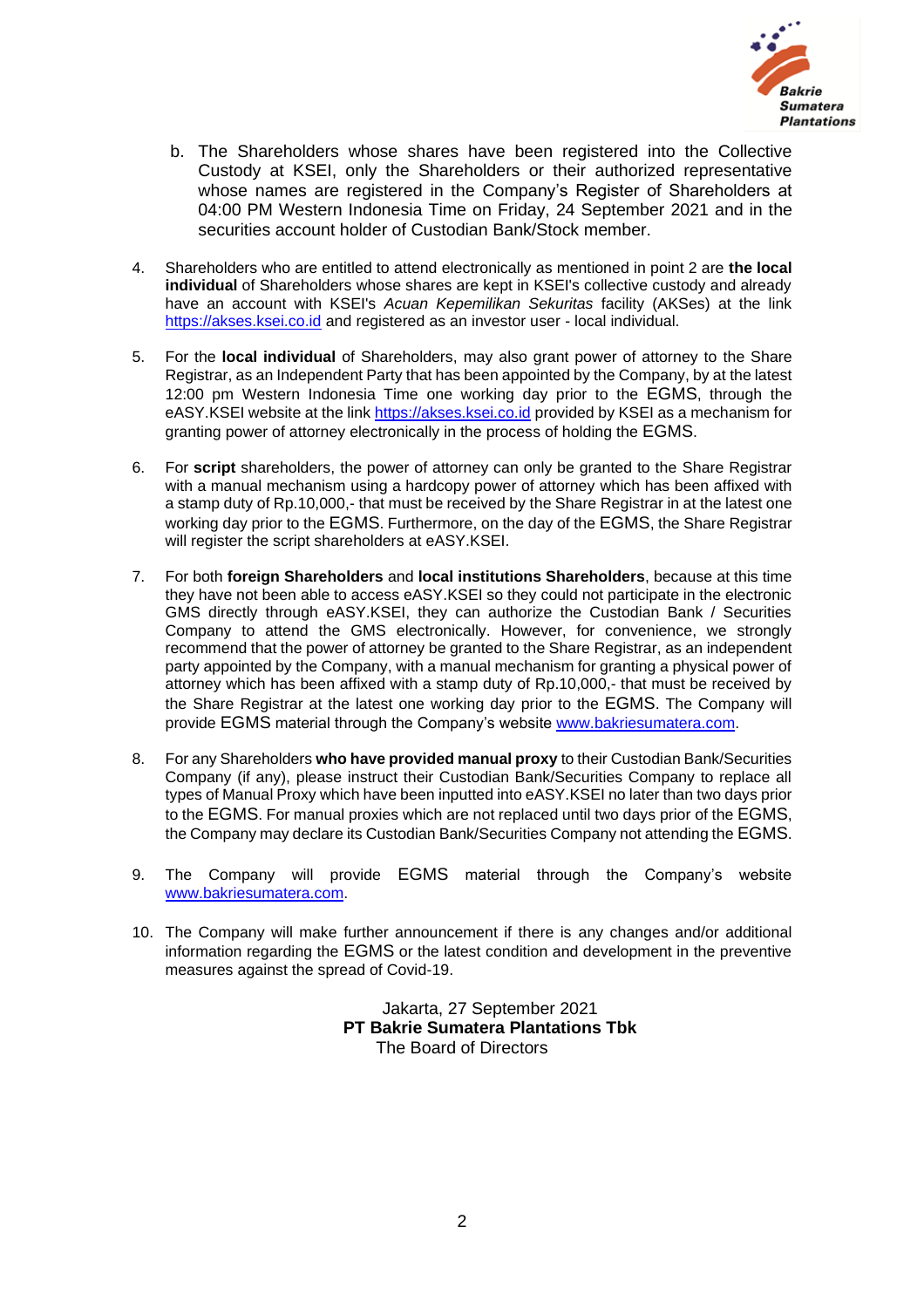b. The Shareholders whose shares have been registered into the Collective Custody at KSEI, only the Shareholders or their authorized representative whose names are registered in the Company's Register of Shareholders at 04:00 PM Western Indonesia Time on Friday, 24 September 2021 and in the securities account holder of Custodian Bank/Stock member.

4. Shareholders who are entitled to attend electronically as mentioned in point 2 are **the local individual** of Shareholders whose shares are kept in KSEI's collective custody and already have an account with KSEI's *Acuan Kepemilikan Sekuritas* facility (AKSes) at the link https://akses.ksei.co.id and registered as an investor user - local individual.

5. For the **local individual** of Shareholders, may also grant power of attorney to the Share Registrar, as an Independent Party that has been appointed by the Company, by at the latest 12:00 pm Western Indonesia Time one working day prior to the EGMS, through the eASY.KSEI website at the link https://akses.ksei.co.id provided by KSEI as a mechanism for granting power of attorney electronically in the process of holding the EGMS.

6. For **script** shareholders, the power of attorney can only be granted to the Share Registrar with a manual mechanism using a hardcopy power of attorney which has been affixed with a stamp duty of Rp.10,000,- that must be received by the Share Registrar in at the latest one working day prior to the EGMS. Furthermore, on the day of the EGMS, the Share Registrar will register the script shareholders at eASY.KSEI.

7. For both **foreign Shareholders** and **local institutions Shareholders**, because at this time they have not been able to access eASY.KSEI so they could not participate in the electronic GMS directly through eASY.KSEI, they can authorize the Custodian Bank / Securities Company to attend the GMS electronically. However, for convenience, we strongly recommend that the power of attorney be granted to the Share Registrar, as an independent party appointed by the Company, with a manual mechanism for granting a physical power of attorney which has been affixed with a stamp duty of Rp.10,000,- that must be received by the Share Registrar at the latest one working day prior to the EGMS. The Company will provide EGMS material through the Company's website www.bakriesumatera.com.

8. For any Shareholders **who have provided manual proxy** to their Custodian Bank/Securities Company (if any), please instruct their Custodian Bank/Securities Company to replace all types of Manual Proxy which have been inputted into eASY.KSEI no later than two days prior to the EGMS. For manual proxies which are not replaced until two days prior of the EGMS, the Company may declare its Custodian Bank/Securities Company not attending the EGMS.

9. The Company will provide EGMS material through the Company's website www.bakriesumatera.com.

10. The Company will make further announcement if there is any changes and/or additional information regarding the EGMS or the latest condition and development in the preventive measures against the spread of Covid-19.

Jakarta, 27 September 2021
**PT Bakrie Sumatera Plantations Tbk**
The Board of Directors